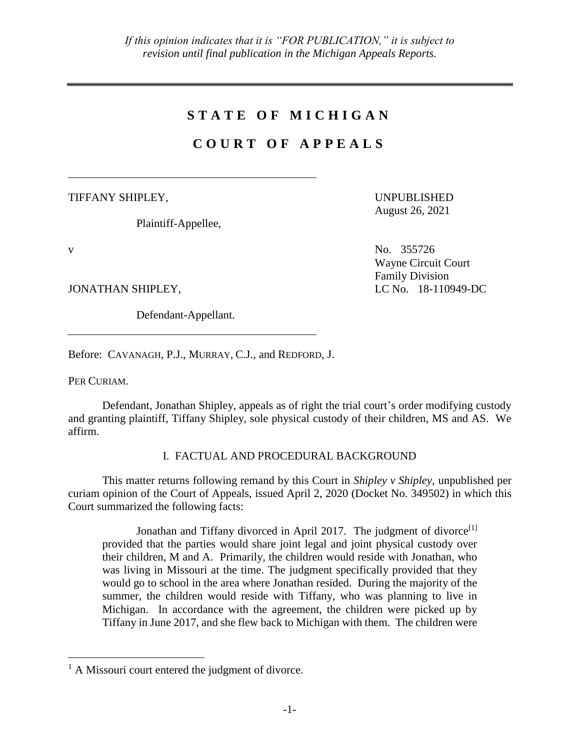*If this opinion indicates that it is "FOR PUBLICATION," it is subject to revision until final publication in the Michigan Appeals Reports.*

---

# STATE OF MICHIGAN

# COURT OF APPEALS

---

TIFFANY SHIPLEY,

Plaintiff-Appellee,

UNPUBLISHED
August 26, 2021

v

No. 355726
Wayne Circuit Court
Family Division
LC No. 18-110949-DC

JONATHAN SHIPLEY,

Defendant-Appellant.

---

Before: CAVANAGH, P.J., MURRAY, C.J., and REDFORD, J.

PER CURIAM.

Defendant, Jonathan Shipley, appeals as of right the trial court's order modifying custody and granting plaintiff, Tiffany Shipley, sole physical custody of their children, MS and AS. We affirm.

## I. FACTUAL AND PROCEDURAL BACKGROUND

This matter returns following remand by this Court in *Shipley v Shipley*, unpublished per curiam opinion of the Court of Appeals, issued April 2, 2020 (Docket No. 349502) in which this Court summarized the following facts:

> Jonathan and Tiffany divorced in April 2017. The judgment of divorce[1] provided that the parties would share joint legal and joint physical custody over their children, M and A. Primarily, the children would reside with Jonathan, who was living in Missouri at the time. The judgment specifically provided that they would go to school in the area where Jonathan resided. During the majority of the summer, the children would reside with Tiffany, who was planning to live in Michigan. In accordance with the agreement, the children were picked up by Tiffany in June 2017, and she flew back to Michigan with them. The children were

---

[1] A Missouri court entered the judgment of divorce.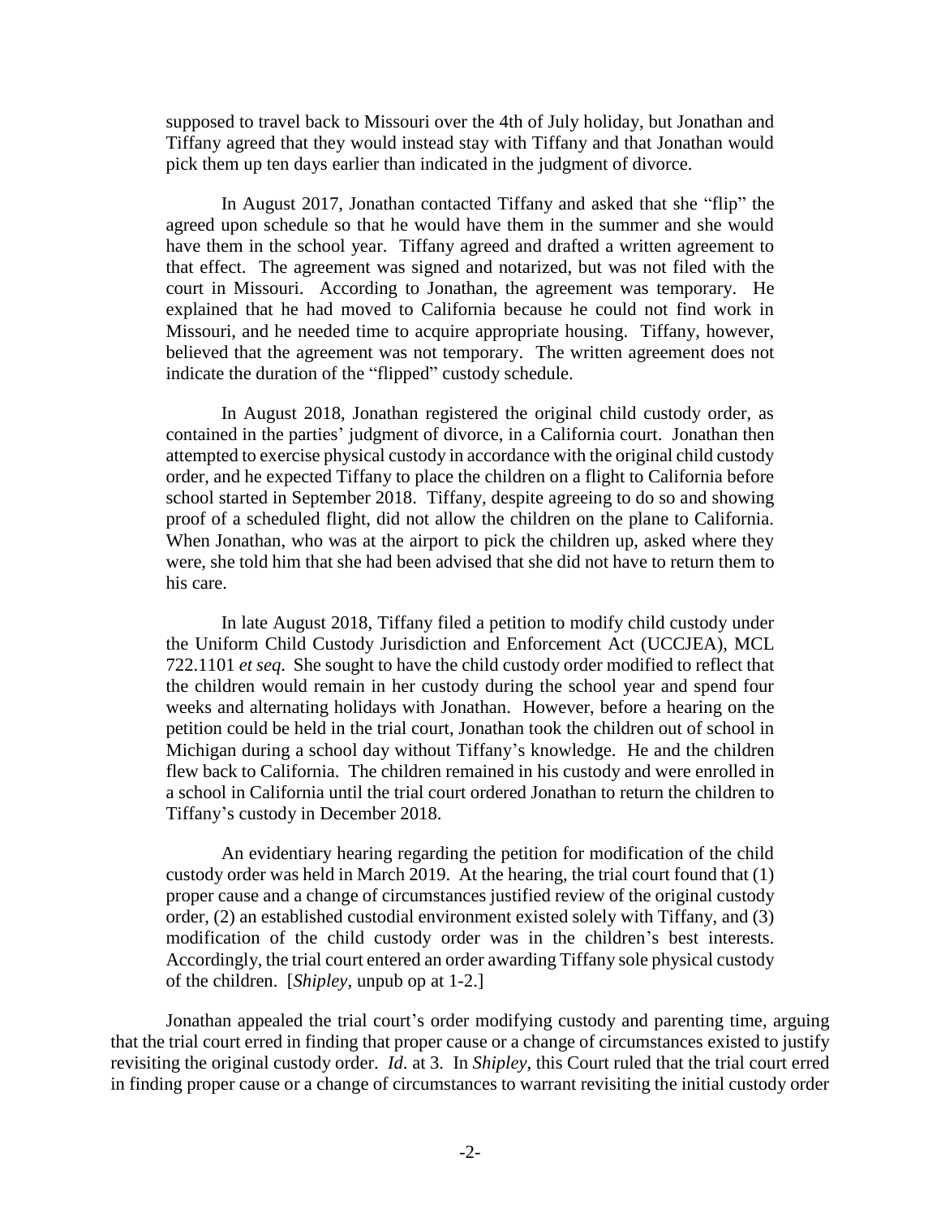supposed to travel back to Missouri over the 4th of July holiday, but Jonathan and Tiffany agreed that they would instead stay with Tiffany and that Jonathan would pick them up ten days earlier than indicated in the judgment of divorce.

> In August 2017, Jonathan contacted Tiffany and asked that she "flip" the agreed upon schedule so that he would have them in the summer and she would have them in the school year. Tiffany agreed and drafted a written agreement to that effect. The agreement was signed and notarized, but was not filed with the court in Missouri. According to Jonathan, the agreement was temporary. He explained that he had moved to California because he could not find work in Missouri, and he needed time to acquire appropriate housing. Tiffany, however, believed that the agreement was not temporary. The written agreement does not indicate the duration of the "flipped" custody schedule.
>
> In August 2018, Jonathan registered the original child custody order, as contained in the parties' judgment of divorce, in a California court. Jonathan then attempted to exercise physical custody in accordance with the original child custody order, and he expected Tiffany to place the children on a flight to California before school started in September 2018. Tiffany, despite agreeing to do so and showing proof of a scheduled flight, did not allow the children on the plane to California. When Jonathan, who was at the airport to pick the children up, asked where they were, she told him that she had been advised that she did not have to return them to his care.
>
> In late August 2018, Tiffany filed a petition to modify child custody under the Uniform Child Custody Jurisdiction and Enforcement Act (UCCJEA), MCL 722.1101 *et seq*. She sought to have the child custody order modified to reflect that the children would remain in her custody during the school year and spend four weeks and alternating holidays with Jonathan. However, before a hearing on the petition could be held in the trial court, Jonathan took the children out of school in Michigan during a school day without Tiffany's knowledge. He and the children flew back to California. The children remained in his custody and were enrolled in a school in California until the trial court ordered Jonathan to return the children to Tiffany's custody in December 2018.
>
> An evidentiary hearing regarding the petition for modification of the child custody order was held in March 2019. At the hearing, the trial court found that (1) proper cause and a change of circumstances justified review of the original custody order, (2) an established custodial environment existed solely with Tiffany, and (3) modification of the child custody order was in the children's best interests. Accordingly, the trial court entered an order awarding Tiffany sole physical custody of the children. [*Shipley*, unpub op at 1-2.]

Jonathan appealed the trial court's order modifying custody and parenting time, arguing that the trial court erred in finding that proper cause or a change of circumstances existed to justify revisiting the original custody order. *Id*. at 3. In *Shipley*, this Court ruled that the trial court erred in finding proper cause or a change of circumstances to warrant revisiting the initial custody order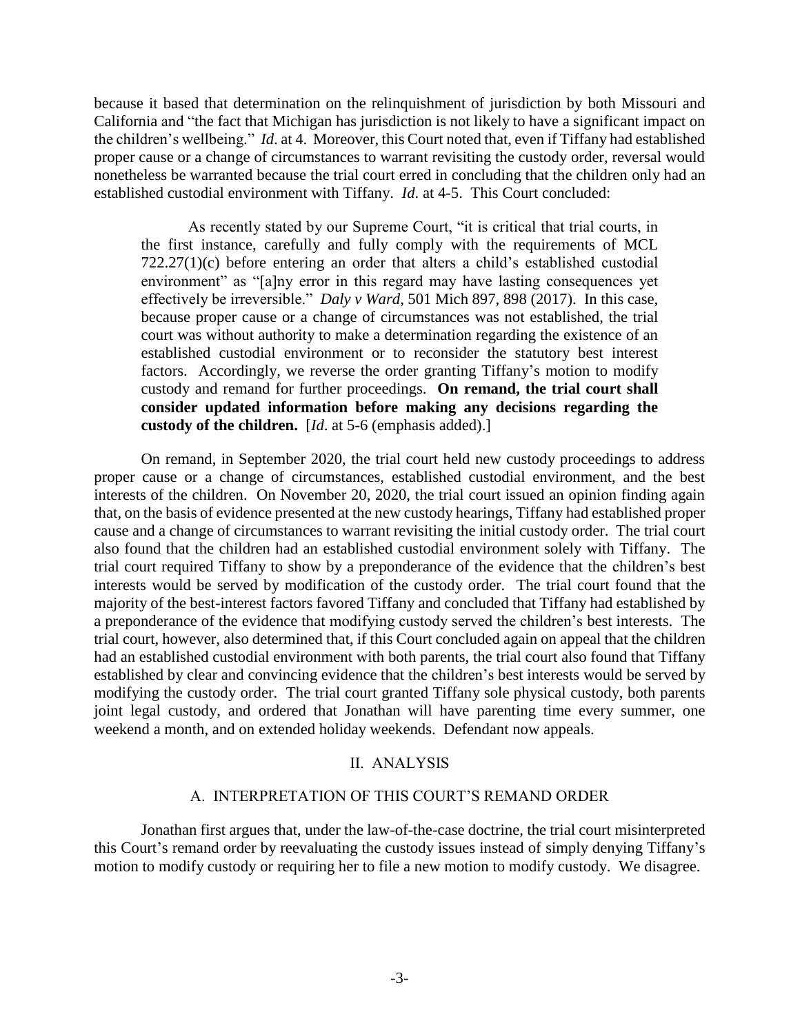because it based that determination on the relinquishment of jurisdiction by both Missouri and California and "the fact that Michigan has jurisdiction is not likely to have a significant impact on the children's wellbeing." *Id*. at 4. Moreover, this Court noted that, even if Tiffany had established proper cause or a change of circumstances to warrant revisiting the custody order, reversal would nonetheless be warranted because the trial court erred in concluding that the children only had an established custodial environment with Tiffany. *Id*. at 4-5. This Court concluded:

> As recently stated by our Supreme Court, "it is critical that trial courts, in the first instance, carefully and fully comply with the requirements of MCL 722.27(1)(c) before entering an order that alters a child's established custodial environment" as "[a]ny error in this regard may have lasting consequences yet effectively be irreversible." *Daly v Ward*, 501 Mich 897, 898 (2017). In this case, because proper cause or a change of circumstances was not established, the trial court was without authority to make a determination regarding the existence of an established custodial environment or to reconsider the statutory best interest factors. Accordingly, we reverse the order granting Tiffany's motion to modify custody and remand for further proceedings. **On remand, the trial court shall consider updated information before making any decisions regarding the custody of the children.** [*Id*. at 5-6 (emphasis added).]

On remand, in September 2020, the trial court held new custody proceedings to address proper cause or a change of circumstances, established custodial environment, and the best interests of the children. On November 20, 2020, the trial court issued an opinion finding again that, on the basis of evidence presented at the new custody hearings, Tiffany had established proper cause and a change of circumstances to warrant revisiting the initial custody order. The trial court also found that the children had an established custodial environment solely with Tiffany. The trial court required Tiffany to show by a preponderance of the evidence that the children's best interests would be served by modification of the custody order. The trial court found that the majority of the best-interest factors favored Tiffany and concluded that Tiffany had established by a preponderance of the evidence that modifying custody served the children's best interests. The trial court, however, also determined that, if this Court concluded again on appeal that the children had an established custodial environment with both parents, the trial court also found that Tiffany established by clear and convincing evidence that the children's best interests would be served by modifying the custody order. The trial court granted Tiffany sole physical custody, both parents joint legal custody, and ordered that Jonathan will have parenting time every summer, one weekend a month, and on extended holiday weekends. Defendant now appeals.

## II. ANALYSIS

### A. INTERPRETATION OF THIS COURT'S REMAND ORDER

Jonathan first argues that, under the law-of-the-case doctrine, the trial court misinterpreted this Court's remand order by reevaluating the custody issues instead of simply denying Tiffany's motion to modify custody or requiring her to file a new motion to modify custody. We disagree.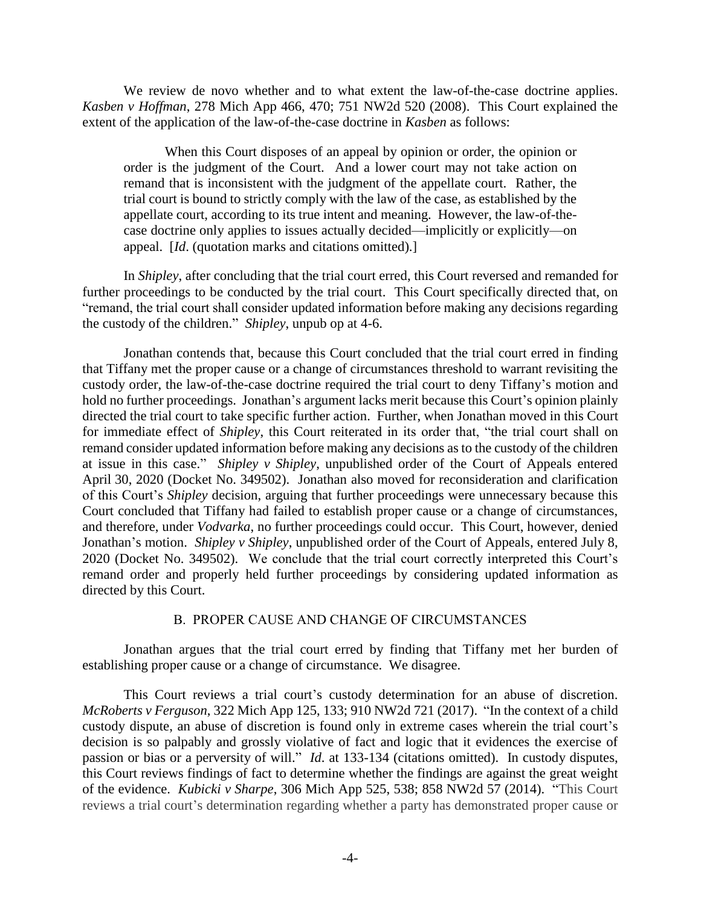We review de novo whether and to what extent the law-of-the-case doctrine applies. *Kasben v Hoffman*, 278 Mich App 466, 470; 751 NW2d 520 (2008). This Court explained the extent of the application of the law-of-the-case doctrine in *Kasben* as follows:

> When this Court disposes of an appeal by opinion or order, the opinion or order is the judgment of the Court. And a lower court may not take action on remand that is inconsistent with the judgment of the appellate court. Rather, the trial court is bound to strictly comply with the law of the case, as established by the appellate court, according to its true intent and meaning. However, the law-of-the-case doctrine only applies to issues actually decided—implicitly or explicitly—on appeal. [*Id*. (quotation marks and citations omitted).]

In *Shipley*, after concluding that the trial court erred, this Court reversed and remanded for further proceedings to be conducted by the trial court. This Court specifically directed that, on "remand, the trial court shall consider updated information before making any decisions regarding the custody of the children." *Shipley*, unpub op at 4-6.

Jonathan contends that, because this Court concluded that the trial court erred in finding that Tiffany met the proper cause or a change of circumstances threshold to warrant revisiting the custody order, the law-of-the-case doctrine required the trial court to deny Tiffany's motion and hold no further proceedings. Jonathan's argument lacks merit because this Court's opinion plainly directed the trial court to take specific further action. Further, when Jonathan moved in this Court for immediate effect of *Shipley*, this Court reiterated in its order that, "the trial court shall on remand consider updated information before making any decisions as to the custody of the children at issue in this case." *Shipley v Shipley*, unpublished order of the Court of Appeals entered April 30, 2020 (Docket No. 349502). Jonathan also moved for reconsideration and clarification of this Court's *Shipley* decision, arguing that further proceedings were unnecessary because this Court concluded that Tiffany had failed to establish proper cause or a change of circumstances, and therefore, under *Vodvarka*, no further proceedings could occur. This Court, however, denied Jonathan's motion. *Shipley v Shipley*, unpublished order of the Court of Appeals, entered July 8, 2020 (Docket No. 349502). We conclude that the trial court correctly interpreted this Court's remand order and properly held further proceedings by considering updated information as directed by this Court.

## B. PROPER CAUSE AND CHANGE OF CIRCUMSTANCES

Jonathan argues that the trial court erred by finding that Tiffany met her burden of establishing proper cause or a change of circumstance. We disagree.

This Court reviews a trial court's custody determination for an abuse of discretion. *McRoberts v Ferguson*, 322 Mich App 125, 133; 910 NW2d 721 (2017). "In the context of a child custody dispute, an abuse of discretion is found only in extreme cases wherein the trial court's decision is so palpably and grossly violative of fact and logic that it evidences the exercise of passion or bias or a perversity of will." *Id*. at 133-134 (citations omitted). In custody disputes, this Court reviews findings of fact to determine whether the findings are against the great weight of the evidence. *Kubicki v Sharpe*, 306 Mich App 525, 538; 858 NW2d 57 (2014). "This Court reviews a trial court's determination regarding whether a party has demonstrated proper cause or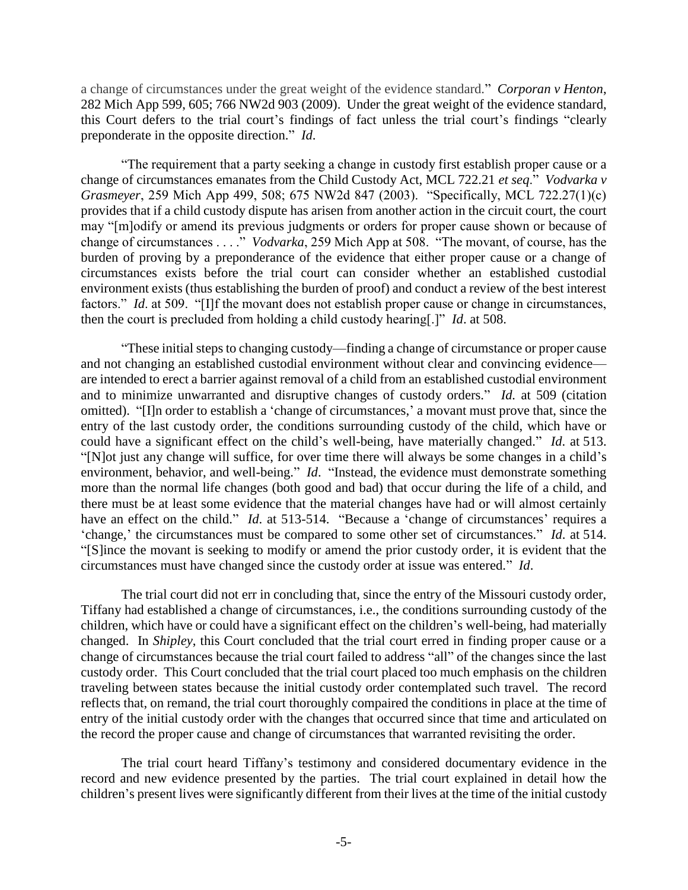a change of circumstances under the great weight of the evidence standard." *Corporan v Henton*, 282 Mich App 599, 605; 766 NW2d 903 (2009). Under the great weight of the evidence standard, this Court defers to the trial court's findings of fact unless the trial court's findings "clearly preponderate in the opposite direction." *Id*.

"The requirement that a party seeking a change in custody first establish proper cause or a change of circumstances emanates from the Child Custody Act, MCL 722.21 *et seq*." *Vodvarka v Grasmeyer*, 259 Mich App 499, 508; 675 NW2d 847 (2003). "Specifically, MCL 722.27(1)(c) provides that if a child custody dispute has arisen from another action in the circuit court, the court may "[m]odify or amend its previous judgments or orders for proper cause shown or because of change of circumstances . . . ." *Vodvarka*, 259 Mich App at 508. "The movant, of course, has the burden of proving by a preponderance of the evidence that either proper cause or a change of circumstances exists before the trial court can consider whether an established custodial environment exists (thus establishing the burden of proof) and conduct a review of the best interest factors." *Id*. at 509. "[I]f the movant does not establish proper cause or change in circumstances, then the court is precluded from holding a child custody hearing[.]" *Id*. at 508.

"These initial steps to changing custody—finding a change of circumstance or proper cause and not changing an established custodial environment without clear and convincing evidence—are intended to erect a barrier against removal of a child from an established custodial environment and to minimize unwarranted and disruptive changes of custody orders." *Id.* at 509 (citation omitted). "[I]n order to establish a 'change of circumstances,' a movant must prove that, since the entry of the last custody order, the conditions surrounding custody of the child, which have or could have a significant effect on the child's well-being, have materially changed." *Id*. at 513. "[N]ot just any change will suffice, for over time there will always be some changes in a child's environment, behavior, and well-being." *Id*. "Instead, the evidence must demonstrate something more than the normal life changes (both good and bad) that occur during the life of a child, and there must be at least some evidence that the material changes have had or will almost certainly have an effect on the child." *Id.* at 513-514. "Because a 'change of circumstances' requires a 'change,' the circumstances must be compared to some other set of circumstances." *Id*. at 514. "[S]ince the movant is seeking to modify or amend the prior custody order, it is evident that the circumstances must have changed since the custody order at issue was entered." *Id*.

The trial court did not err in concluding that, since the entry of the Missouri custody order, Tiffany had established a change of circumstances, i.e., the conditions surrounding custody of the children, which have or could have a significant effect on the children's well-being, had materially changed. In *Shipley*, this Court concluded that the trial court erred in finding proper cause or a change of circumstances because the trial court failed to address "all" of the changes since the last custody order. This Court concluded that the trial court placed too much emphasis on the children traveling between states because the initial custody order contemplated such travel. The record reflects that, on remand, the trial court thoroughly compaired the conditions in place at the time of entry of the initial custody order with the changes that occurred since that time and articulated on the record the proper cause and change of circumstances that warranted revisiting the order.

The trial court heard Tiffany's testimony and considered documentary evidence in the record and new evidence presented by the parties. The trial court explained in detail how the children's present lives were significantly different from their lives at the time of the initial custody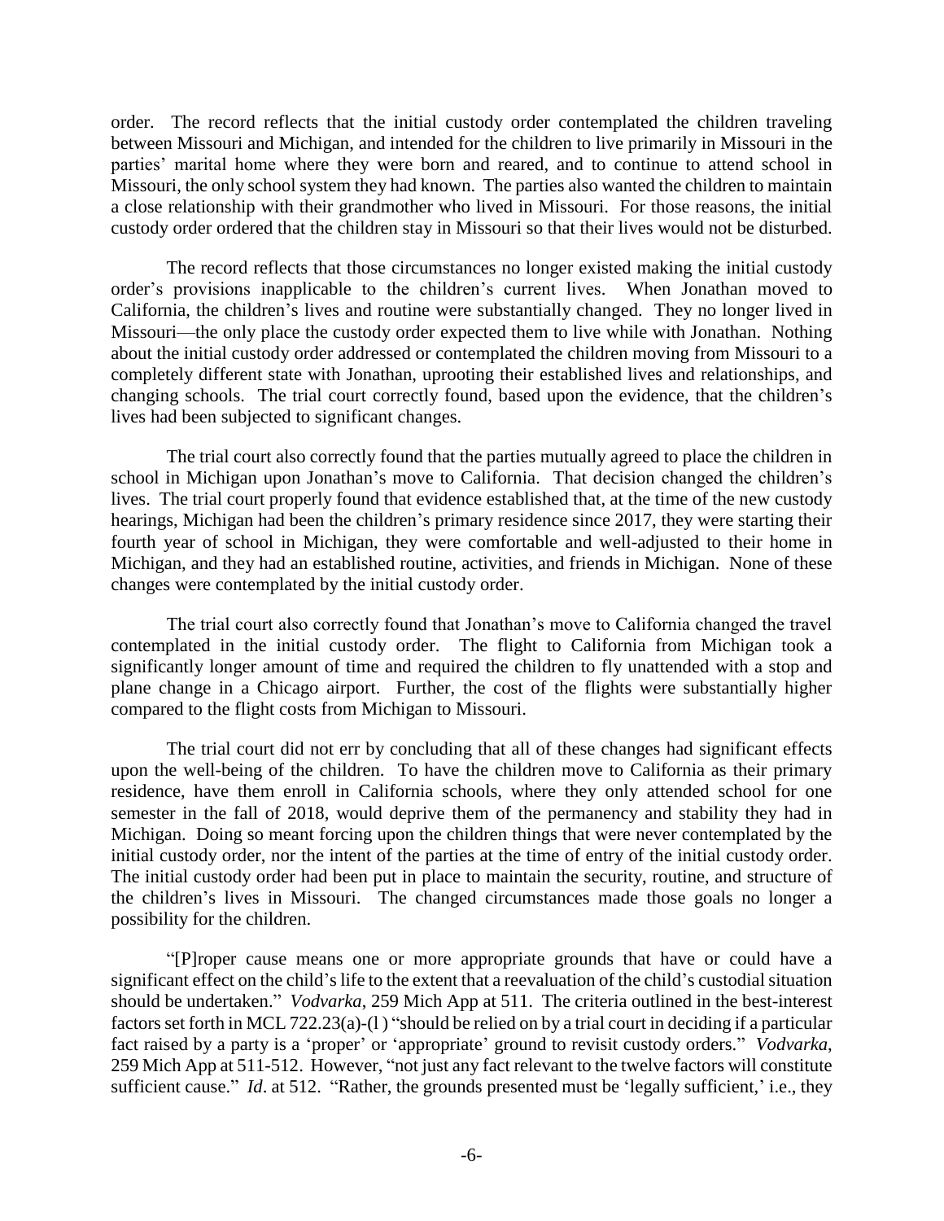order. The record reflects that the initial custody order contemplated the children traveling between Missouri and Michigan, and intended for the children to live primarily in Missouri in the parties' marital home where they were born and reared, and to continue to attend school in Missouri, the only school system they had known. The parties also wanted the children to maintain a close relationship with their grandmother who lived in Missouri. For those reasons, the initial custody order ordered that the children stay in Missouri so that their lives would not be disturbed.

The record reflects that those circumstances no longer existed making the initial custody order's provisions inapplicable to the children's current lives. When Jonathan moved to California, the children's lives and routine were substantially changed. They no longer lived in Missouri—the only place the custody order expected them to live while with Jonathan. Nothing about the initial custody order addressed or contemplated the children moving from Missouri to a completely different state with Jonathan, uprooting their established lives and relationships, and changing schools. The trial court correctly found, based upon the evidence, that the children's lives had been subjected to significant changes.

The trial court also correctly found that the parties mutually agreed to place the children in school in Michigan upon Jonathan's move to California. That decision changed the children's lives. The trial court properly found that evidence established that, at the time of the new custody hearings, Michigan had been the children's primary residence since 2017, they were starting their fourth year of school in Michigan, they were comfortable and well-adjusted to their home in Michigan, and they had an established routine, activities, and friends in Michigan. None of these changes were contemplated by the initial custody order.

The trial court also correctly found that Jonathan's move to California changed the travel contemplated in the initial custody order. The flight to California from Michigan took a significantly longer amount of time and required the children to fly unattended with a stop and plane change in a Chicago airport. Further, the cost of the flights were substantially higher compared to the flight costs from Michigan to Missouri.

The trial court did not err by concluding that all of these changes had significant effects upon the well-being of the children. To have the children move to California as their primary residence, have them enroll in California schools, where they only attended school for one semester in the fall of 2018, would deprive them of the permanency and stability they had in Michigan. Doing so meant forcing upon the children things that were never contemplated by the initial custody order, nor the intent of the parties at the time of entry of the initial custody order. The initial custody order had been put in place to maintain the security, routine, and structure of the children's lives in Missouri. The changed circumstances made those goals no longer a possibility for the children.

"[P]roper cause means one or more appropriate grounds that have or could have a significant effect on the child's life to the extent that a reevaluation of the child's custodial situation should be undertaken." *Vodvarka*, 259 Mich App at 511. The criteria outlined in the best-interest factors set forth in MCL 722.23(a)-(l ) "should be relied on by a trial court in deciding if a particular fact raised by a party is a 'proper' or 'appropriate' ground to revisit custody orders." *Vodvarka*, 259 Mich App at 511-512. However, "not just any fact relevant to the twelve factors will constitute sufficient cause." *Id*. at 512. "Rather, the grounds presented must be 'legally sufficient,' i.e., they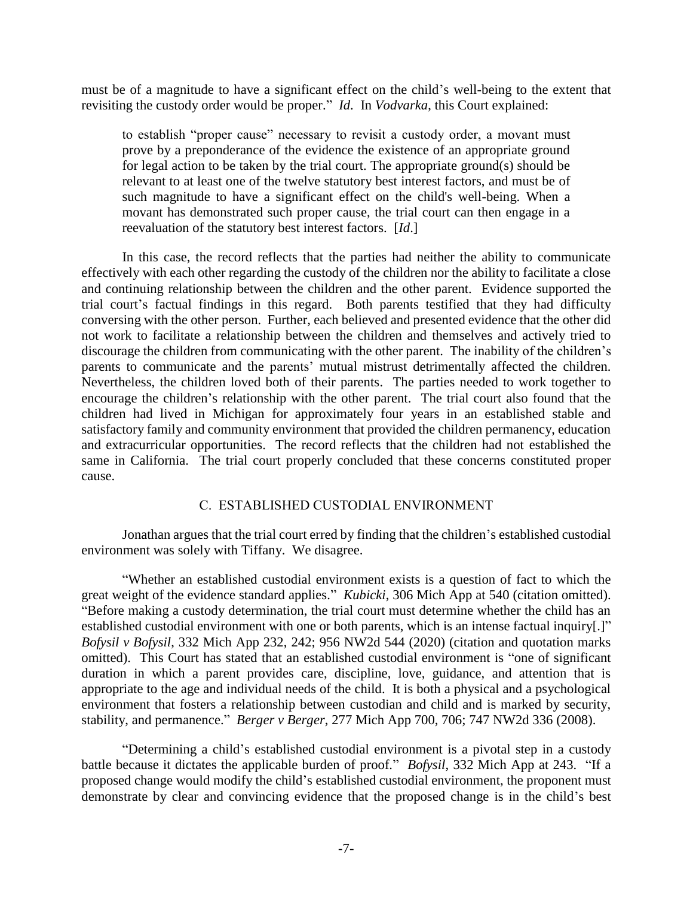must be of a magnitude to have a significant effect on the child's well-being to the extent that revisiting the custody order would be proper." *Id*. In *Vodvarka*, this Court explained:

> to establish "proper cause" necessary to revisit a custody order, a movant must prove by a preponderance of the evidence the existence of an appropriate ground for legal action to be taken by the trial court. The appropriate ground(s) should be relevant to at least one of the twelve statutory best interest factors, and must be of such magnitude to have a significant effect on the child's well-being. When a movant has demonstrated such proper cause, the trial court can then engage in a reevaluation of the statutory best interest factors. [*Id*.]

In this case, the record reflects that the parties had neither the ability to communicate effectively with each other regarding the custody of the children nor the ability to facilitate a close and continuing relationship between the children and the other parent. Evidence supported the trial court's factual findings in this regard. Both parents testified that they had difficulty conversing with the other person. Further, each believed and presented evidence that the other did not work to facilitate a relationship between the children and themselves and actively tried to discourage the children from communicating with the other parent. The inability of the children's parents to communicate and the parents' mutual mistrust detrimentally affected the children. Nevertheless, the children loved both of their parents. The parties needed to work together to encourage the children's relationship with the other parent. The trial court also found that the children had lived in Michigan for approximately four years in an established stable and satisfactory family and community environment that provided the children permanency, education and extracurricular opportunities. The record reflects that the children had not established the same in California. The trial court properly concluded that these concerns constituted proper cause.

### C. ESTABLISHED CUSTODIAL ENVIRONMENT

Jonathan argues that the trial court erred by finding that the children's established custodial environment was solely with Tiffany. We disagree.

"Whether an established custodial environment exists is a question of fact to which the great weight of the evidence standard applies." *Kubicki*, 306 Mich App at 540 (citation omitted). "Before making a custody determination, the trial court must determine whether the child has an established custodial environment with one or both parents, which is an intense factual inquiry[.]" *Bofysil v Bofysil*, 332 Mich App 232, 242; 956 NW2d 544 (2020) (citation and quotation marks omitted). This Court has stated that an established custodial environment is "one of significant duration in which a parent provides care, discipline, love, guidance, and attention that is appropriate to the age and individual needs of the child. It is both a physical and a psychological environment that fosters a relationship between custodian and child and is marked by security, stability, and permanence." *Berger v Berger*, 277 Mich App 700, 706; 747 NW2d 336 (2008).

"Determining a child's established custodial environment is a pivotal step in a custody battle because it dictates the applicable burden of proof." *Bofysil*, 332 Mich App at 243. "If a proposed change would modify the child's established custodial environment, the proponent must demonstrate by clear and convincing evidence that the proposed change is in the child's best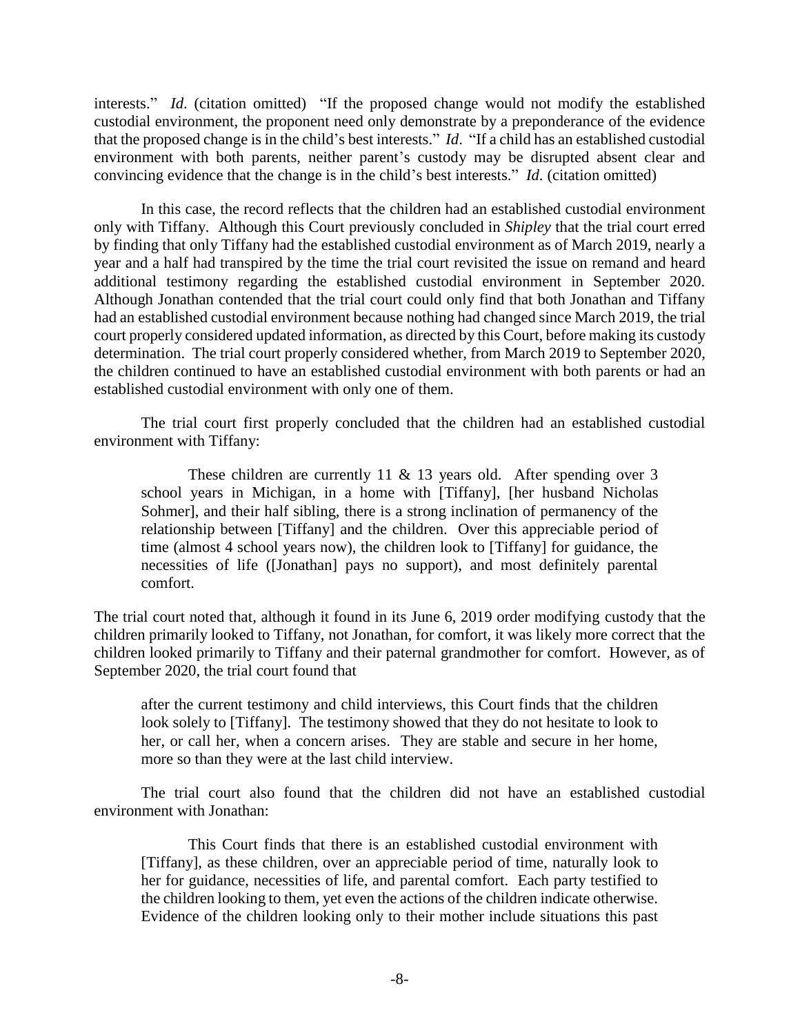interests." *Id*. (citation omitted) "If the proposed change would not modify the established custodial environment, the proponent need only demonstrate by a preponderance of the evidence that the proposed change is in the child's best interests." *Id*. "If a child has an established custodial environment with both parents, neither parent's custody may be disrupted absent clear and convincing evidence that the change is in the child's best interests." *Id*. (citation omitted)

In this case, the record reflects that the children had an established custodial environment only with Tiffany. Although this Court previously concluded in *Shipley* that the trial court erred by finding that only Tiffany had the established custodial environment as of March 2019, nearly a year and a half had transpired by the time the trial court revisited the issue on remand and heard additional testimony regarding the established custodial environment in September 2020. Although Jonathan contended that the trial court could only find that both Jonathan and Tiffany had an established custodial environment because nothing had changed since March 2019, the trial court properly considered updated information, as directed by this Court, before making its custody determination. The trial court properly considered whether, from March 2019 to September 2020, the children continued to have an established custodial environment with both parents or had an established custodial environment with only one of them.

The trial court first properly concluded that the children had an established custodial environment with Tiffany:

> These children are currently 11 & 13 years old. After spending over 3 school years in Michigan, in a home with [Tiffany], [her husband Nicholas Sohmer], and their half sibling, there is a strong inclination of permanency of the relationship between [Tiffany] and the children. Over this appreciable period of time (almost 4 school years now), the children look to [Tiffany] for guidance, the necessities of life ([Jonathan] pays no support), and most definitely parental comfort.

The trial court noted that, although it found in its June 6, 2019 order modifying custody that the children primarily looked to Tiffany, not Jonathan, for comfort, it was likely more correct that the children looked primarily to Tiffany and their paternal grandmother for comfort. However, as of September 2020, the trial court found that

> after the current testimony and child interviews, this Court finds that the children look solely to [Tiffany]. The testimony showed that they do not hesitate to look to her, or call her, when a concern arises. They are stable and secure in her home, more so than they were at the last child interview.

The trial court also found that the children did not have an established custodial environment with Jonathan:

> This Court finds that there is an established custodial environment with [Tiffany], as these children, over an appreciable period of time, naturally look to her for guidance, necessities of life, and parental comfort. Each party testified to the children looking to them, yet even the actions of the children indicate otherwise. Evidence of the children looking only to their mother include situations this past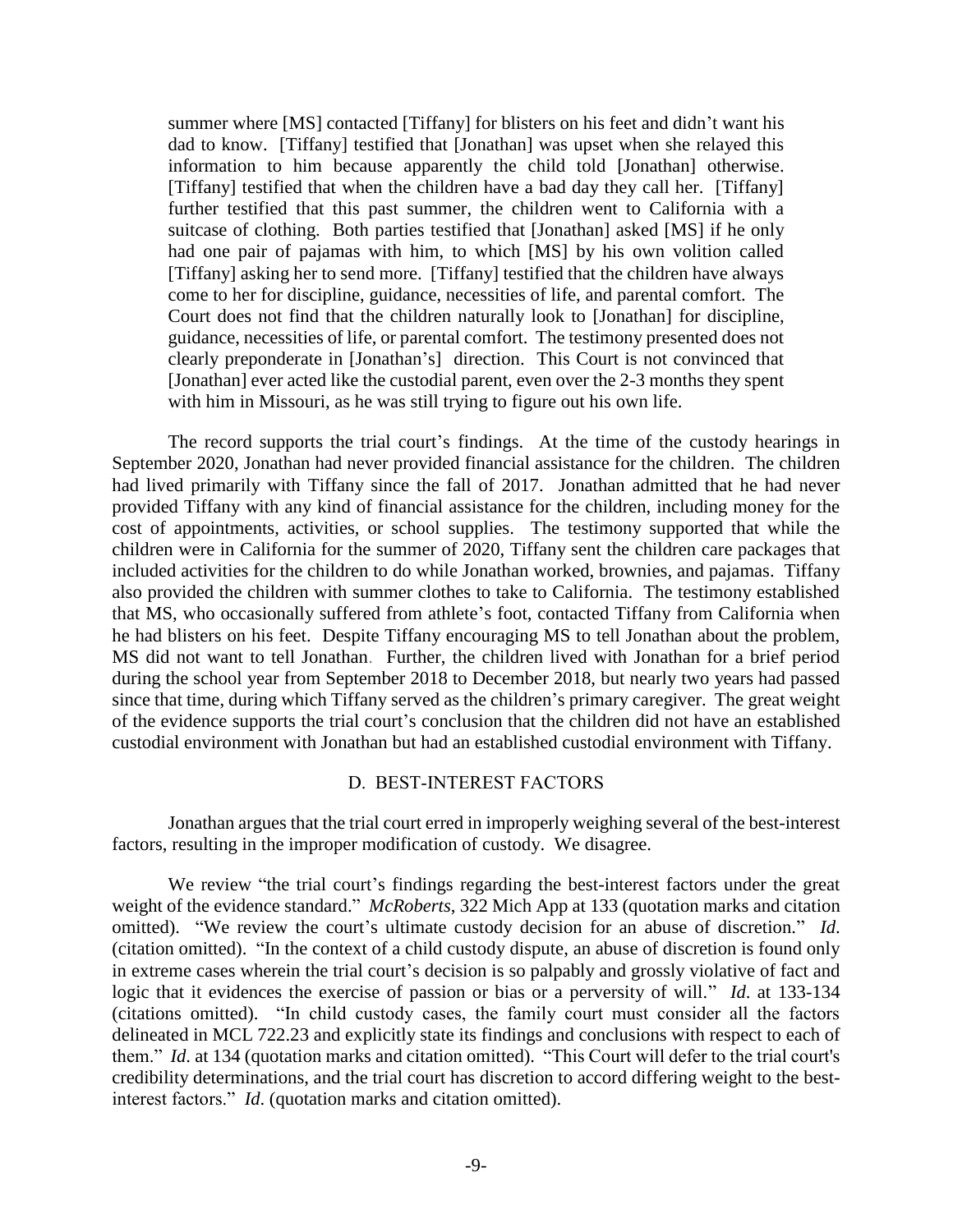> summer where [MS] contacted [Tiffany] for blisters on his feet and didn't want his dad to know. [Tiffany] testified that [Jonathan] was upset when she relayed this information to him because apparently the child told [Jonathan] otherwise. [Tiffany] testified that when the children have a bad day they call her. [Tiffany] further testified that this past summer, the children went to California with a suitcase of clothing. Both parties testified that [Jonathan] asked [MS] if he only had one pair of pajamas with him, to which [MS] by his own volition called [Tiffany] asking her to send more. [Tiffany] testified that the children have always come to her for discipline, guidance, necessities of life, and parental comfort. The Court does not find that the children naturally look to [Jonathan] for discipline, guidance, necessities of life, or parental comfort. The testimony presented does not clearly preponderate in [Jonathan's] direction. This Court is not convinced that [Jonathan] ever acted like the custodial parent, even over the 2-3 months they spent with him in Missouri, as he was still trying to figure out his own life.

The record supports the trial court's findings. At the time of the custody hearings in September 2020, Jonathan had never provided financial assistance for the children. The children had lived primarily with Tiffany since the fall of 2017. Jonathan admitted that he had never provided Tiffany with any kind of financial assistance for the children, including money for the cost of appointments, activities, or school supplies. The testimony supported that while the children were in California for the summer of 2020, Tiffany sent the children care packages that included activities for the children to do while Jonathan worked, brownies, and pajamas. Tiffany also provided the children with summer clothes to take to California. The testimony established that MS, who occasionally suffered from athlete's foot, contacted Tiffany from California when he had blisters on his feet. Despite Tiffany encouraging MS to tell Jonathan about the problem, MS did not want to tell Jonathan. Further, the children lived with Jonathan for a brief period during the school year from September 2018 to December 2018, but nearly two years had passed since that time, during which Tiffany served as the children's primary caregiver. The great weight of the evidence supports the trial court's conclusion that the children did not have an established custodial environment with Jonathan but had an established custodial environment with Tiffany.

## D. BEST-INTEREST FACTORS

Jonathan argues that the trial court erred in improperly weighing several of the best-interest factors, resulting in the improper modification of custody. We disagree.

We review "the trial court's findings regarding the best-interest factors under the great weight of the evidence standard." *McRoberts*, 322 Mich App at 133 (quotation marks and citation omitted). "We review the court's ultimate custody decision for an abuse of discretion." *Id.* (citation omitted). "In the context of a child custody dispute, an abuse of discretion is found only in extreme cases wherein the trial court's decision is so palpably and grossly violative of fact and logic that it evidences the exercise of passion or bias or a perversity of will." *Id.* at 133-134 (citations omitted). "In child custody cases, the family court must consider all the factors delineated in MCL 722.23 and explicitly state its findings and conclusions with respect to each of them." *Id.* at 134 (quotation marks and citation omitted). "This Court will defer to the trial court's credibility determinations, and the trial court has discretion to accord differing weight to the best-interest factors." *Id.* (quotation marks and citation omitted).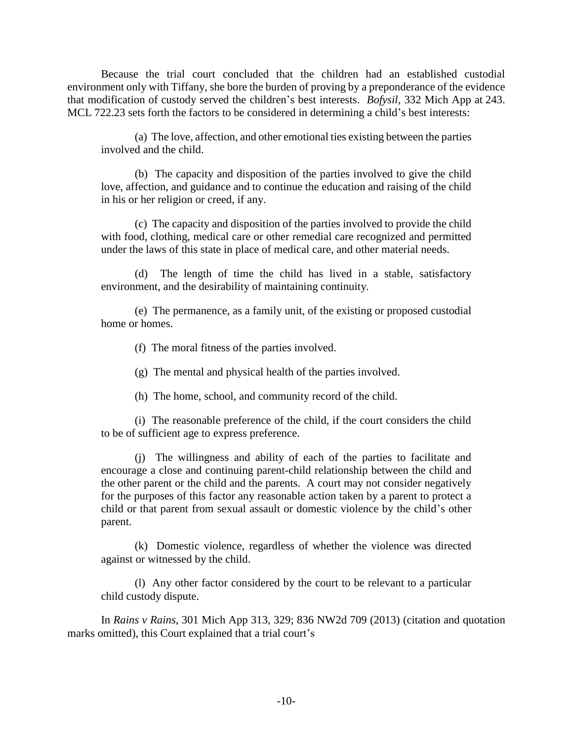Because the trial court concluded that the children had an established custodial environment only with Tiffany, she bore the burden of proving by a preponderance of the evidence that modification of custody served the children's best interests. *Bofysil*, 332 Mich App at 243. MCL 722.23 sets forth the factors to be considered in determining a child's best interests:

> (a) The love, affection, and other emotional ties existing between the parties involved and the child.
>
> (b) The capacity and disposition of the parties involved to give the child love, affection, and guidance and to continue the education and raising of the child in his or her religion or creed, if any.
>
> (c) The capacity and disposition of the parties involved to provide the child with food, clothing, medical care or other remedial care recognized and permitted under the laws of this state in place of medical care, and other material needs.
>
> (d) The length of time the child has lived in a stable, satisfactory environment, and the desirability of maintaining continuity.
>
> (e) The permanence, as a family unit, of the existing or proposed custodial home or homes.
>
> (f) The moral fitness of the parties involved.
>
> (g) The mental and physical health of the parties involved.
>
> (h) The home, school, and community record of the child.
>
> (i) The reasonable preference of the child, if the court considers the child to be of sufficient age to express preference.
>
> (j) The willingness and ability of each of the parties to facilitate and encourage a close and continuing parent-child relationship between the child and the other parent or the child and the parents. A court may not consider negatively for the purposes of this factor any reasonable action taken by a parent to protect a child or that parent from sexual assault or domestic violence by the child's other parent.
>
> (k) Domestic violence, regardless of whether the violence was directed against or witnessed by the child.
>
> (l) Any other factor considered by the court to be relevant to a particular child custody dispute.

In *Rains v Rains*, 301 Mich App 313, 329; 836 NW2d 709 (2013) (citation and quotation marks omitted), this Court explained that a trial court's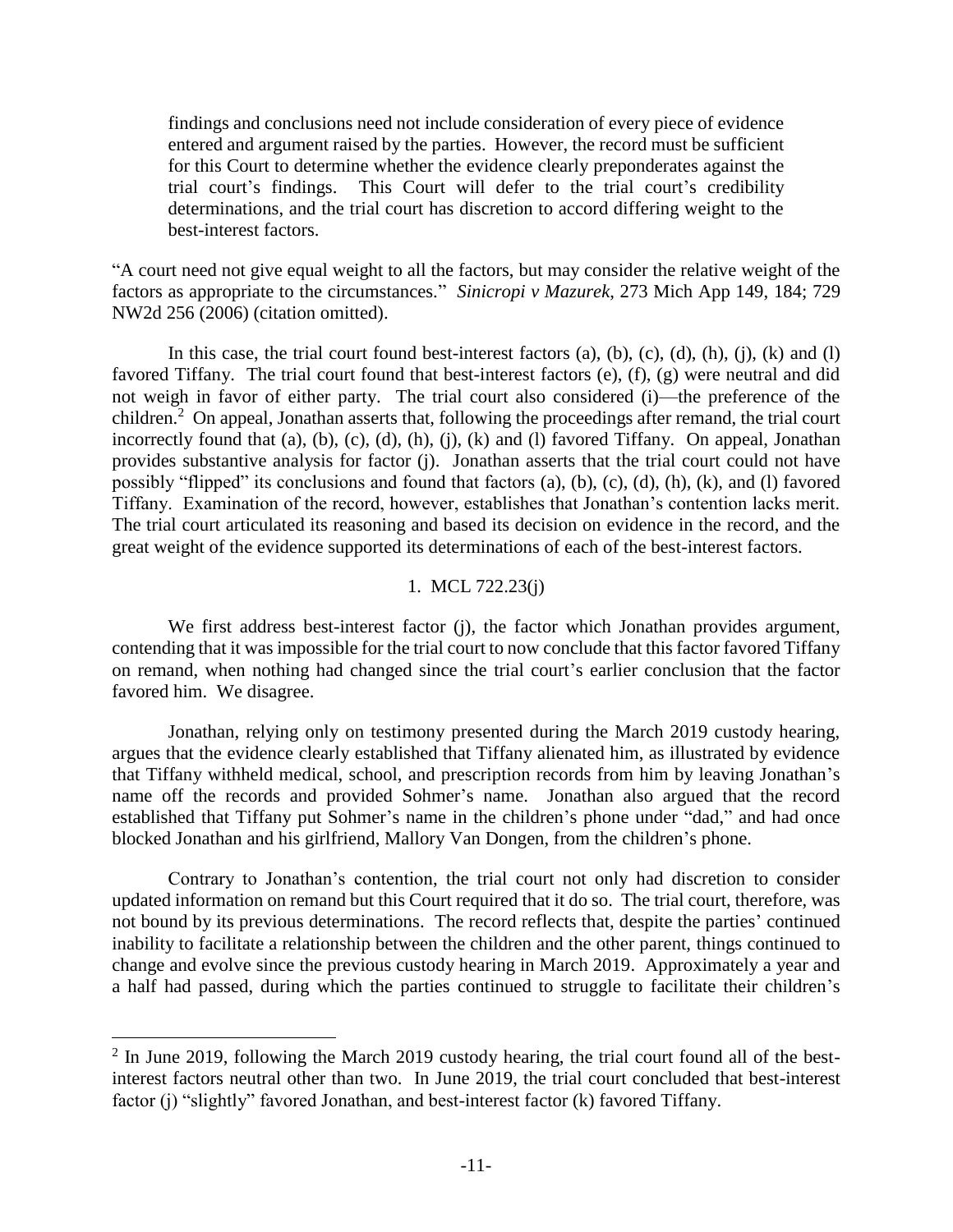> findings and conclusions need not include consideration of every piece of evidence entered and argument raised by the parties. However, the record must be sufficient for this Court to determine whether the evidence clearly preponderates against the trial court's findings. This Court will defer to the trial court's credibility determinations, and the trial court has discretion to accord differing weight to the best-interest factors.

"A court need not give equal weight to all the factors, but may consider the relative weight of the factors as appropriate to the circumstances." *Sinicropi v Mazurek*, 273 Mich App 149, 184; 729 NW2d 256 (2006) (citation omitted).

In this case, the trial court found best-interest factors (a), (b), (c), (d), (h), (j), (k) and (l) favored Tiffany. The trial court found that best-interest factors (e), (f), (g) were neutral and did not weigh in favor of either party. The trial court also considered (i)—the preference of the children.[2] On appeal, Jonathan asserts that, following the proceedings after remand, the trial court incorrectly found that (a), (b), (c), (d), (h), (j), (k) and (l) favored Tiffany. On appeal, Jonathan provides substantive analysis for factor (j). Jonathan asserts that the trial court could not have possibly "flipped" its conclusions and found that factors (a), (b), (c), (d), (h), (k), and (l) favored Tiffany. Examination of the record, however, establishes that Jonathan's contention lacks merit. The trial court articulated its reasoning and based its decision on evidence in the record, and the great weight of the evidence supported its determinations of each of the best-interest factors.

### 1. MCL 722.23(j)

We first address best-interest factor (j), the factor which Jonathan provides argument, contending that it was impossible for the trial court to now conclude that this factor favored Tiffany on remand, when nothing had changed since the trial court's earlier conclusion that the factor favored him. We disagree.

Jonathan, relying only on testimony presented during the March 2019 custody hearing, argues that the evidence clearly established that Tiffany alienated him, as illustrated by evidence that Tiffany withheld medical, school, and prescription records from him by leaving Jonathan's name off the records and provided Sohmer's name. Jonathan also argued that the record established that Tiffany put Sohmer's name in the children's phone under "dad," and had once blocked Jonathan and his girlfriend, Mallory Van Dongen, from the children's phone.

Contrary to Jonathan's contention, the trial court not only had discretion to consider updated information on remand but this Court required that it do so. The trial court, therefore, was not bound by its previous determinations. The record reflects that, despite the parties' continued inability to facilitate a relationship between the children and the other parent, things continued to change and evolve since the previous custody hearing in March 2019. Approximately a year and a half had passed, during which the parties continued to struggle to facilitate their children's

---

[2] In June 2019, following the March 2019 custody hearing, the trial court found all of the best-interest factors neutral other than two. In June 2019, the trial court concluded that best-interest factor (j) "slightly" favored Jonathan, and best-interest factor (k) favored Tiffany.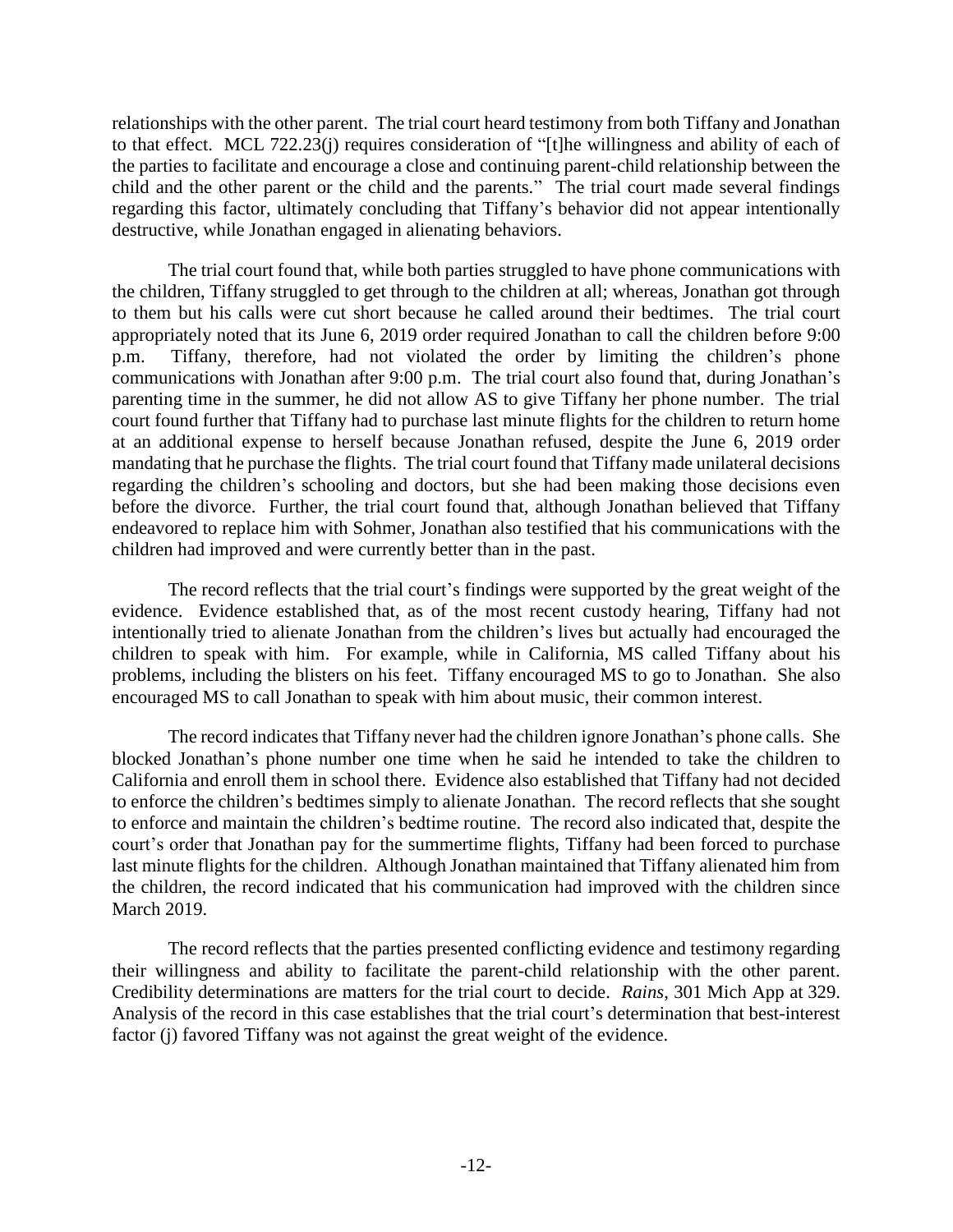relationships with the other parent. The trial court heard testimony from both Tiffany and Jonathan to that effect. MCL 722.23(j) requires consideration of "[t]he willingness and ability of each of the parties to facilitate and encourage a close and continuing parent-child relationship between the child and the other parent or the child and the parents." The trial court made several findings regarding this factor, ultimately concluding that Tiffany's behavior did not appear intentionally destructive, while Jonathan engaged in alienating behaviors.

The trial court found that, while both parties struggled to have phone communications with the children, Tiffany struggled to get through to the children at all; whereas, Jonathan got through to them but his calls were cut short because he called around their bedtimes. The trial court appropriately noted that its June 6, 2019 order required Jonathan to call the children before 9:00 p.m. Tiffany, therefore, had not violated the order by limiting the children's phone communications with Jonathan after 9:00 p.m. The trial court also found that, during Jonathan's parenting time in the summer, he did not allow AS to give Tiffany her phone number. The trial court found further that Tiffany had to purchase last minute flights for the children to return home at an additional expense to herself because Jonathan refused, despite the June 6, 2019 order mandating that he purchase the flights. The trial court found that Tiffany made unilateral decisions regarding the children's schooling and doctors, but she had been making those decisions even before the divorce. Further, the trial court found that, although Jonathan believed that Tiffany endeavored to replace him with Sohmer, Jonathan also testified that his communications with the children had improved and were currently better than in the past.

The record reflects that the trial court's findings were supported by the great weight of the evidence. Evidence established that, as of the most recent custody hearing, Tiffany had not intentionally tried to alienate Jonathan from the children's lives but actually had encouraged the children to speak with him. For example, while in California, MS called Tiffany about his problems, including the blisters on his feet. Tiffany encouraged MS to go to Jonathan. She also encouraged MS to call Jonathan to speak with him about music, their common interest.

The record indicates that Tiffany never had the children ignore Jonathan's phone calls. She blocked Jonathan's phone number one time when he said he intended to take the children to California and enroll them in school there. Evidence also established that Tiffany had not decided to enforce the children's bedtimes simply to alienate Jonathan. The record reflects that she sought to enforce and maintain the children's bedtime routine. The record also indicated that, despite the court's order that Jonathan pay for the summertime flights, Tiffany had been forced to purchase last minute flights for the children. Although Jonathan maintained that Tiffany alienated him from the children, the record indicated that his communication had improved with the children since March 2019.

The record reflects that the parties presented conflicting evidence and testimony regarding their willingness and ability to facilitate the parent-child relationship with the other parent. Credibility determinations are matters for the trial court to decide. *Rains*, 301 Mich App at 329. Analysis of the record in this case establishes that the trial court's determination that best-interest factor (j) favored Tiffany was not against the great weight of the evidence.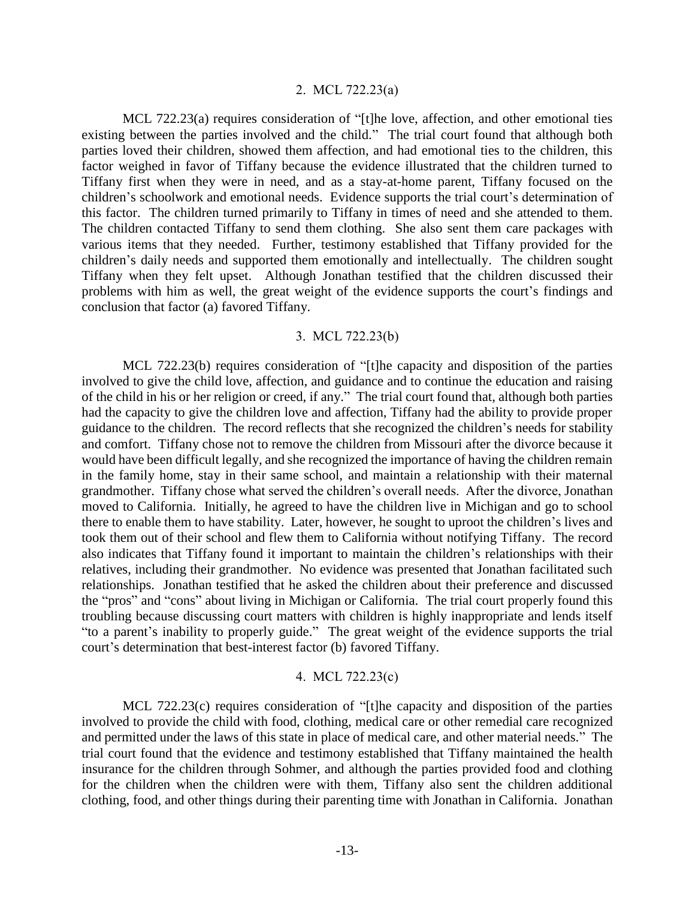### 2. MCL 722.23(a)

MCL 722.23(a) requires consideration of "[t]he love, affection, and other emotional ties existing between the parties involved and the child." The trial court found that although both parties loved their children, showed them affection, and had emotional ties to the children, this factor weighed in favor of Tiffany because the evidence illustrated that the children turned to Tiffany first when they were in need, and as a stay-at-home parent, Tiffany focused on the children's schoolwork and emotional needs. Evidence supports the trial court's determination of this factor. The children turned primarily to Tiffany in times of need and she attended to them. The children contacted Tiffany to send them clothing. She also sent them care packages with various items that they needed. Further, testimony established that Tiffany provided for the children's daily needs and supported them emotionally and intellectually. The children sought Tiffany when they felt upset. Although Jonathan testified that the children discussed their problems with him as well, the great weight of the evidence supports the court's findings and conclusion that factor (a) favored Tiffany.

### 3. MCL 722.23(b)

MCL 722.23(b) requires consideration of "[t]he capacity and disposition of the parties involved to give the child love, affection, and guidance and to continue the education and raising of the child in his or her religion or creed, if any." The trial court found that, although both parties had the capacity to give the children love and affection, Tiffany had the ability to provide proper guidance to the children. The record reflects that she recognized the children's needs for stability and comfort. Tiffany chose not to remove the children from Missouri after the divorce because it would have been difficult legally, and she recognized the importance of having the children remain in the family home, stay in their same school, and maintain a relationship with their maternal grandmother. Tiffany chose what served the children's overall needs. After the divorce, Jonathan moved to California. Initially, he agreed to have the children live in Michigan and go to school there to enable them to have stability. Later, however, he sought to uproot the children's lives and took them out of their school and flew them to California without notifying Tiffany. The record also indicates that Tiffany found it important to maintain the children's relationships with their relatives, including their grandmother. No evidence was presented that Jonathan facilitated such relationships. Jonathan testified that he asked the children about their preference and discussed the "pros" and "cons" about living in Michigan or California. The trial court properly found this troubling because discussing court matters with children is highly inappropriate and lends itself "to a parent's inability to properly guide." The great weight of the evidence supports the trial court's determination that best-interest factor (b) favored Tiffany.

### 4. MCL 722.23(c)

MCL 722.23(c) requires consideration of "[t]he capacity and disposition of the parties involved to provide the child with food, clothing, medical care or other remedial care recognized and permitted under the laws of this state in place of medical care, and other material needs." The trial court found that the evidence and testimony established that Tiffany maintained the health insurance for the children through Sohmer, and although the parties provided food and clothing for the children when the children were with them, Tiffany also sent the children additional clothing, food, and other things during their parenting time with Jonathan in California. Jonathan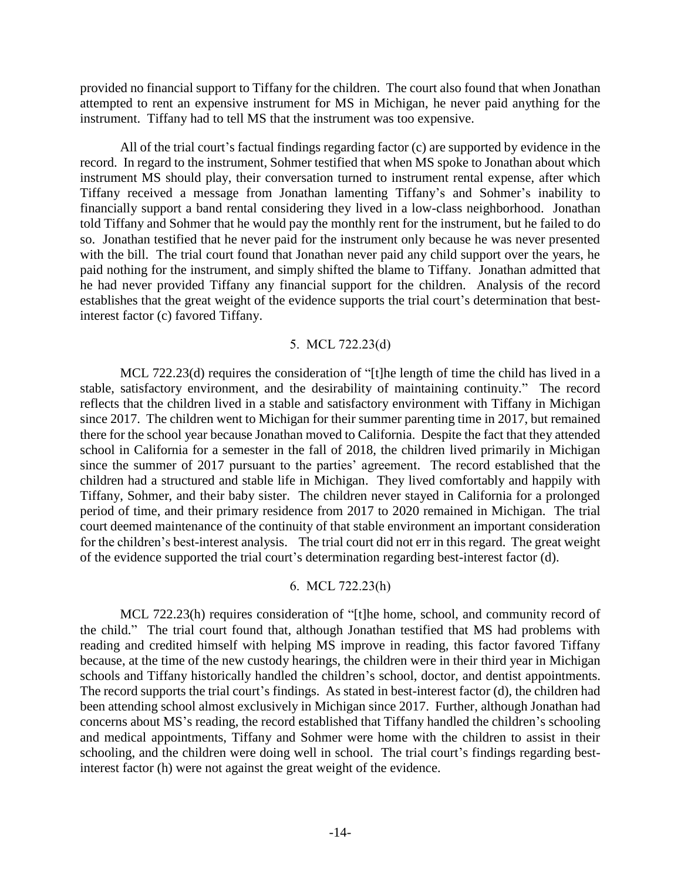provided no financial support to Tiffany for the children. The court also found that when Jonathan attempted to rent an expensive instrument for MS in Michigan, he never paid anything for the instrument. Tiffany had to tell MS that the instrument was too expensive.

All of the trial court's factual findings regarding factor (c) are supported by evidence in the record. In regard to the instrument, Sohmer testified that when MS spoke to Jonathan about which instrument MS should play, their conversation turned to instrument rental expense, after which Tiffany received a message from Jonathan lamenting Tiffany's and Sohmer's inability to financially support a band rental considering they lived in a low-class neighborhood. Jonathan told Tiffany and Sohmer that he would pay the monthly rent for the instrument, but he failed to do so. Jonathan testified that he never paid for the instrument only because he was never presented with the bill. The trial court found that Jonathan never paid any child support over the years, he paid nothing for the instrument, and simply shifted the blame to Tiffany. Jonathan admitted that he had never provided Tiffany any financial support for the children. Analysis of the record establishes that the great weight of the evidence supports the trial court's determination that best-interest factor (c) favored Tiffany.

### 5. MCL 722.23(d)

MCL 722.23(d) requires the consideration of "[t]he length of time the child has lived in a stable, satisfactory environment, and the desirability of maintaining continuity." The record reflects that the children lived in a stable and satisfactory environment with Tiffany in Michigan since 2017. The children went to Michigan for their summer parenting time in 2017, but remained there for the school year because Jonathan moved to California. Despite the fact that they attended school in California for a semester in the fall of 2018, the children lived primarily in Michigan since the summer of 2017 pursuant to the parties' agreement. The record established that the children had a structured and stable life in Michigan. They lived comfortably and happily with Tiffany, Sohmer, and their baby sister. The children never stayed in California for a prolonged period of time, and their primary residence from 2017 to 2020 remained in Michigan. The trial court deemed maintenance of the continuity of that stable environment an important consideration for the children's best-interest analysis. The trial court did not err in this regard. The great weight of the evidence supported the trial court's determination regarding best-interest factor (d).

### 6. MCL 722.23(h)

MCL 722.23(h) requires consideration of "[t]he home, school, and community record of the child." The trial court found that, although Jonathan testified that MS had problems with reading and credited himself with helping MS improve in reading, this factor favored Tiffany because, at the time of the new custody hearings, the children were in their third year in Michigan schools and Tiffany historically handled the children's school, doctor, and dentist appointments. The record supports the trial court's findings. As stated in best-interest factor (d), the children had been attending school almost exclusively in Michigan since 2017. Further, although Jonathan had concerns about MS's reading, the record established that Tiffany handled the children's schooling and medical appointments, Tiffany and Sohmer were home with the children to assist in their schooling, and the children were doing well in school. The trial court's findings regarding best-interest factor (h) were not against the great weight of the evidence.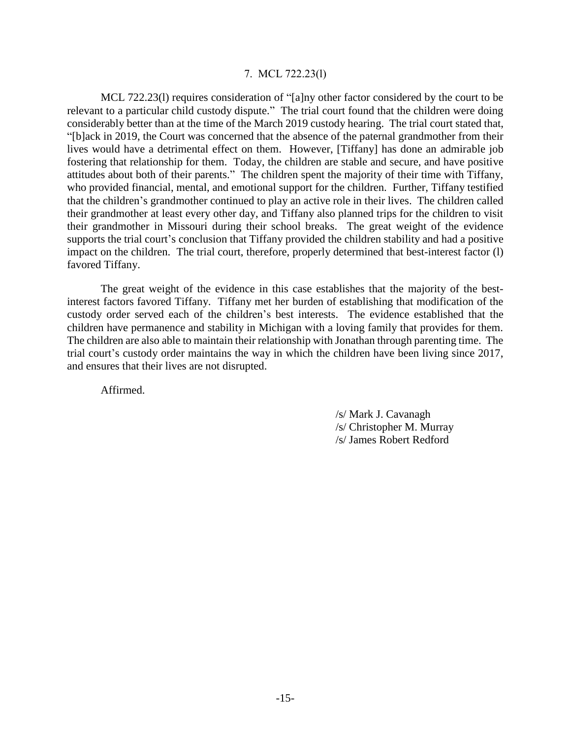### 7. MCL 722.23(l)

MCL 722.23(l) requires consideration of "[a]ny other factor considered by the court to be relevant to a particular child custody dispute." The trial court found that the children were doing considerably better than at the time of the March 2019 custody hearing. The trial court stated that, "[b]ack in 2019, the Court was concerned that the absence of the paternal grandmother from their lives would have a detrimental effect on them. However, [Tiffany] has done an admirable job fostering that relationship for them. Today, the children are stable and secure, and have positive attitudes about both of their parents." The children spent the majority of their time with Tiffany, who provided financial, mental, and emotional support for the children. Further, Tiffany testified that the children's grandmother continued to play an active role in their lives. The children called their grandmother at least every other day, and Tiffany also planned trips for the children to visit their grandmother in Missouri during their school breaks. The great weight of the evidence supports the trial court's conclusion that Tiffany provided the children stability and had a positive impact on the children. The trial court, therefore, properly determined that best-interest factor (l) favored Tiffany.

The great weight of the evidence in this case establishes that the majority of the best-interest factors favored Tiffany. Tiffany met her burden of establishing that modification of the custody order served each of the children's best interests. The evidence established that the children have permanence and stability in Michigan with a loving family that provides for them. The children are also able to maintain their relationship with Jonathan through parenting time. The trial court's custody order maintains the way in which the children have been living since 2017, and ensures that their lives are not disrupted.

Affirmed.

/s/ Mark J. Cavanagh
/s/ Christopher M. Murray
/s/ James Robert Redford